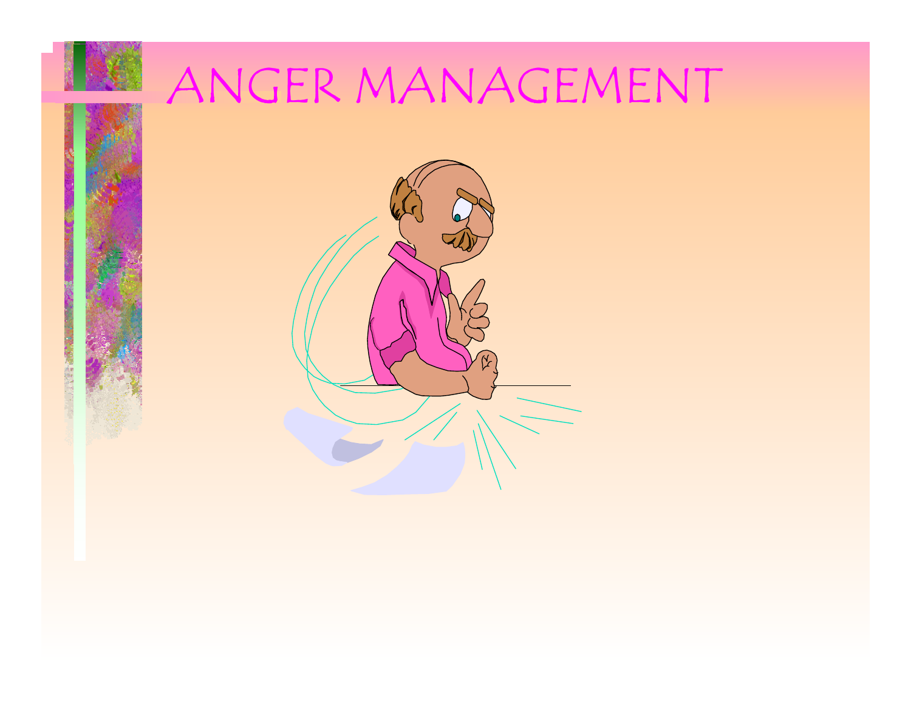# ANGER MANAGEMENT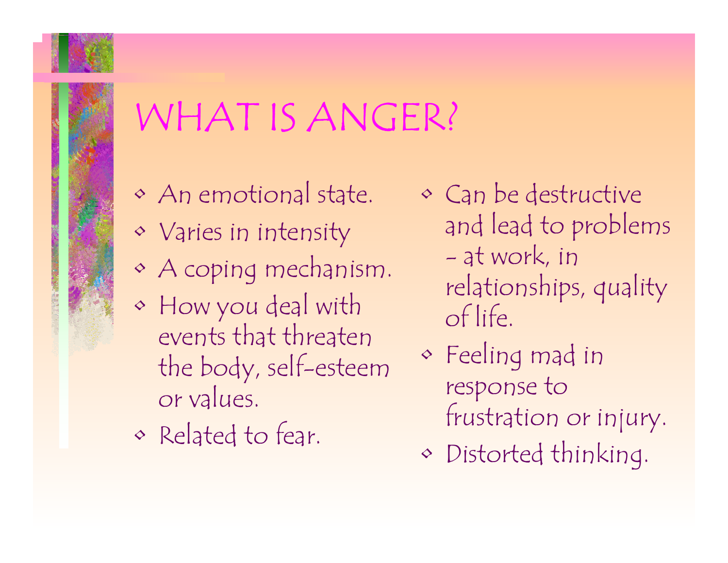# WHAT IS ANGER?

- An emotional state.
- Varies in intensity
- A coping mechanism.
- How you deal with events that threaten the body, self-esteem or values.
- Related to fear.
- Can be destructive and lead to problems - at work, in relationships, quality of life.
- Feeling mad in response to frustration or injury.
- Distorted thinking.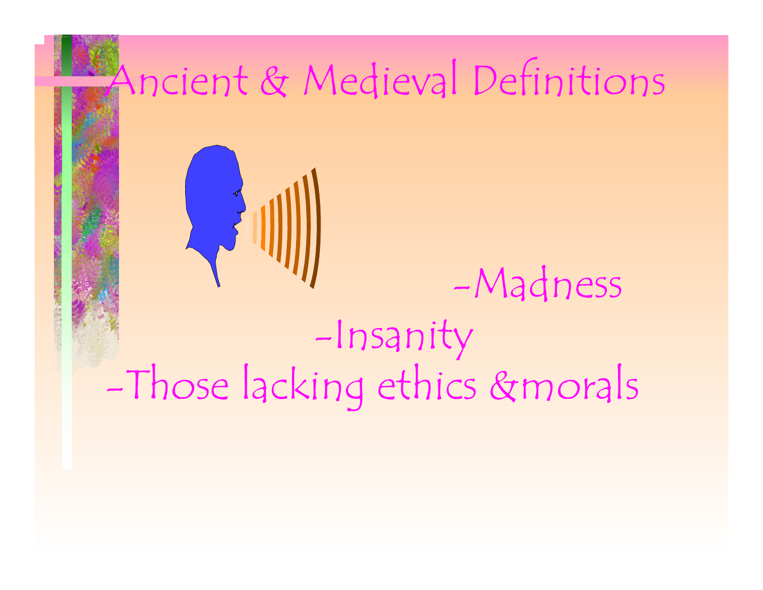# Ancient & Medieval Definitions

-Madness

-Insanity

-Those lacking ethics &morals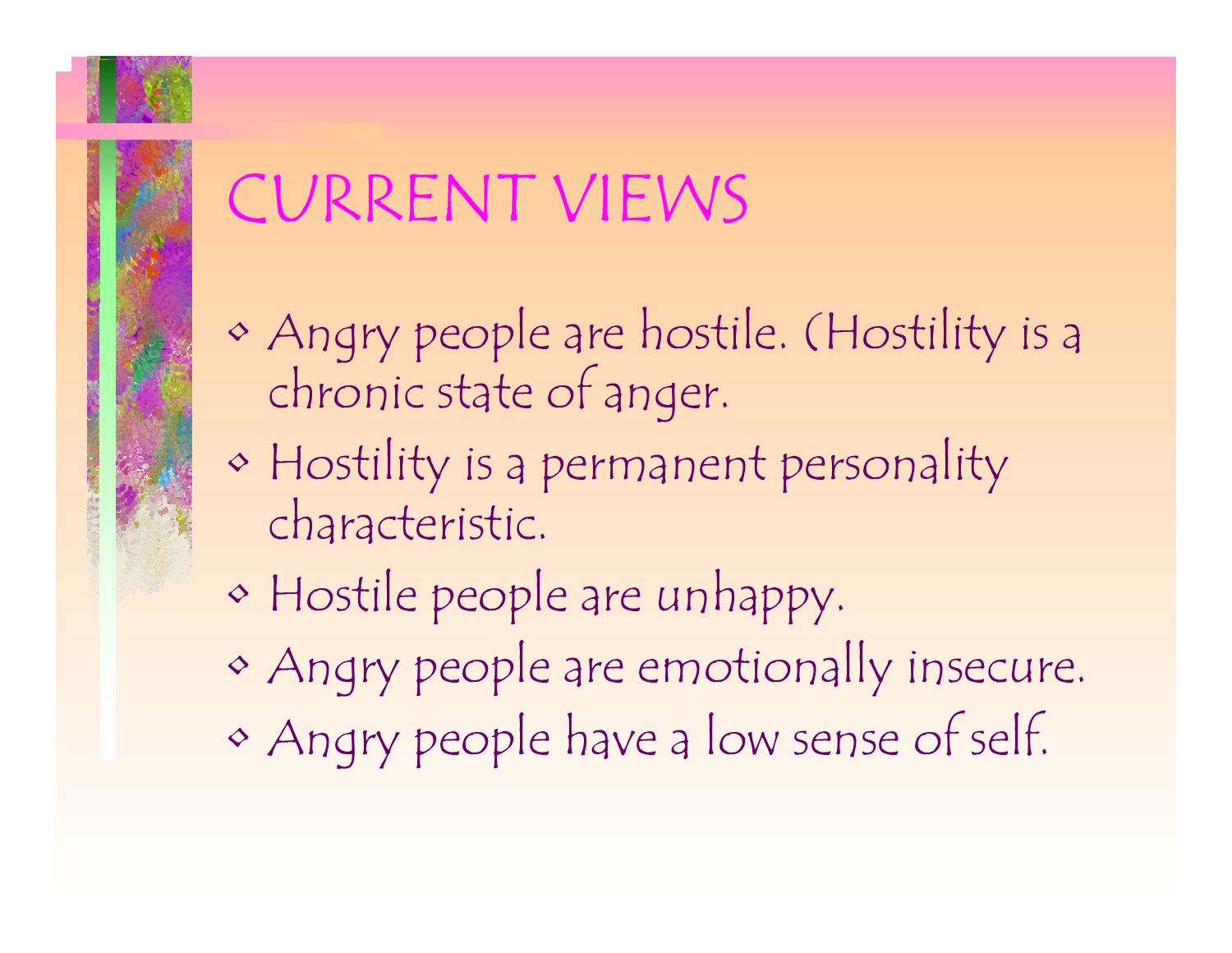# CURRENT VIEWS

- Angry people are hostile. (Hostility is a chronic state of anger.
- Hostility is a permanent personality characteristic.
- Hostile people are unhappy.
- Angry people are emotionally insecure.
- Angry people have a low sense of self.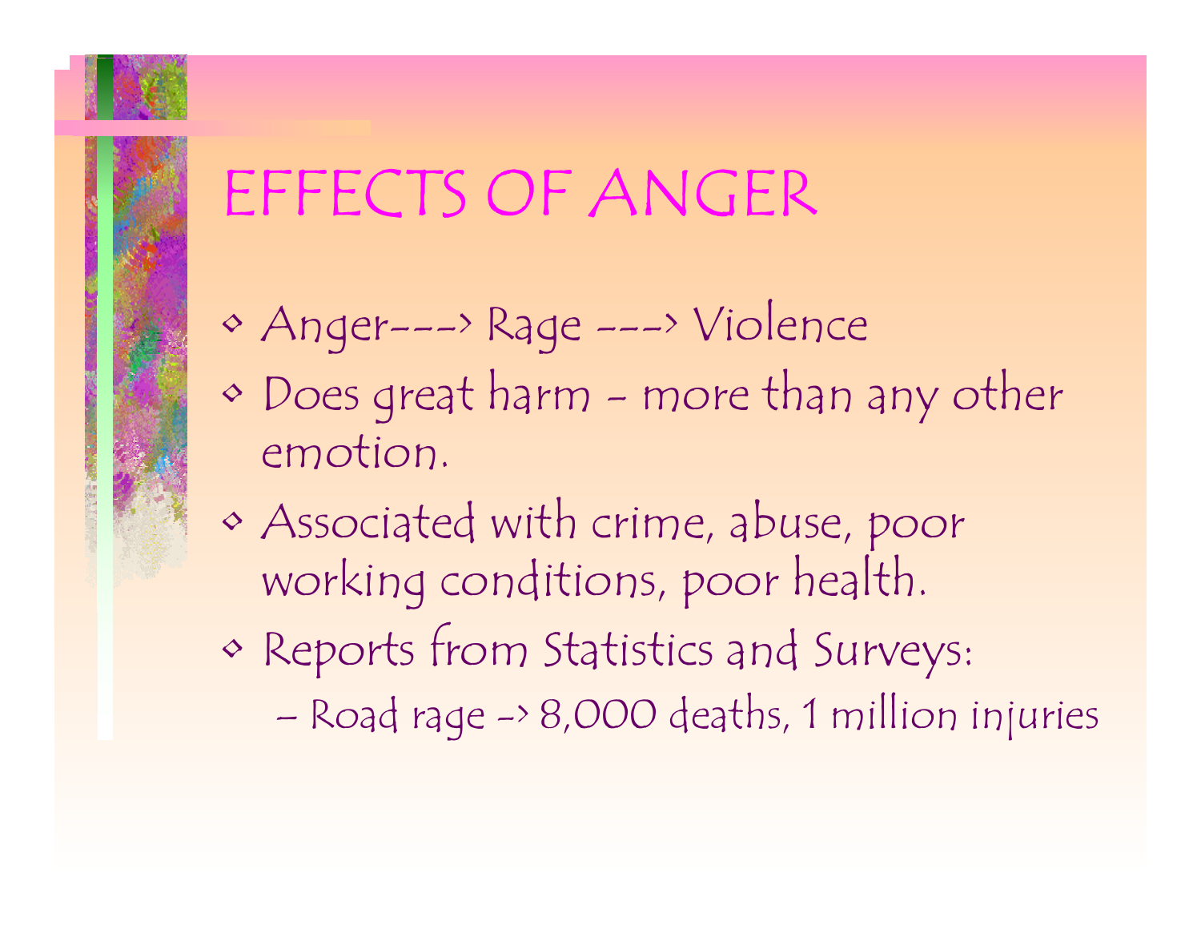# EFFECTS OF ANGER

- Anger---> Rage ---> Violence
- Does great harm - more than any other emotion.
- Associated with crime, abuse, poor working conditions, poor health.
- Reports from Statistics and Surveys:
  - Road rage -> 8,000 deaths, 1 million injuries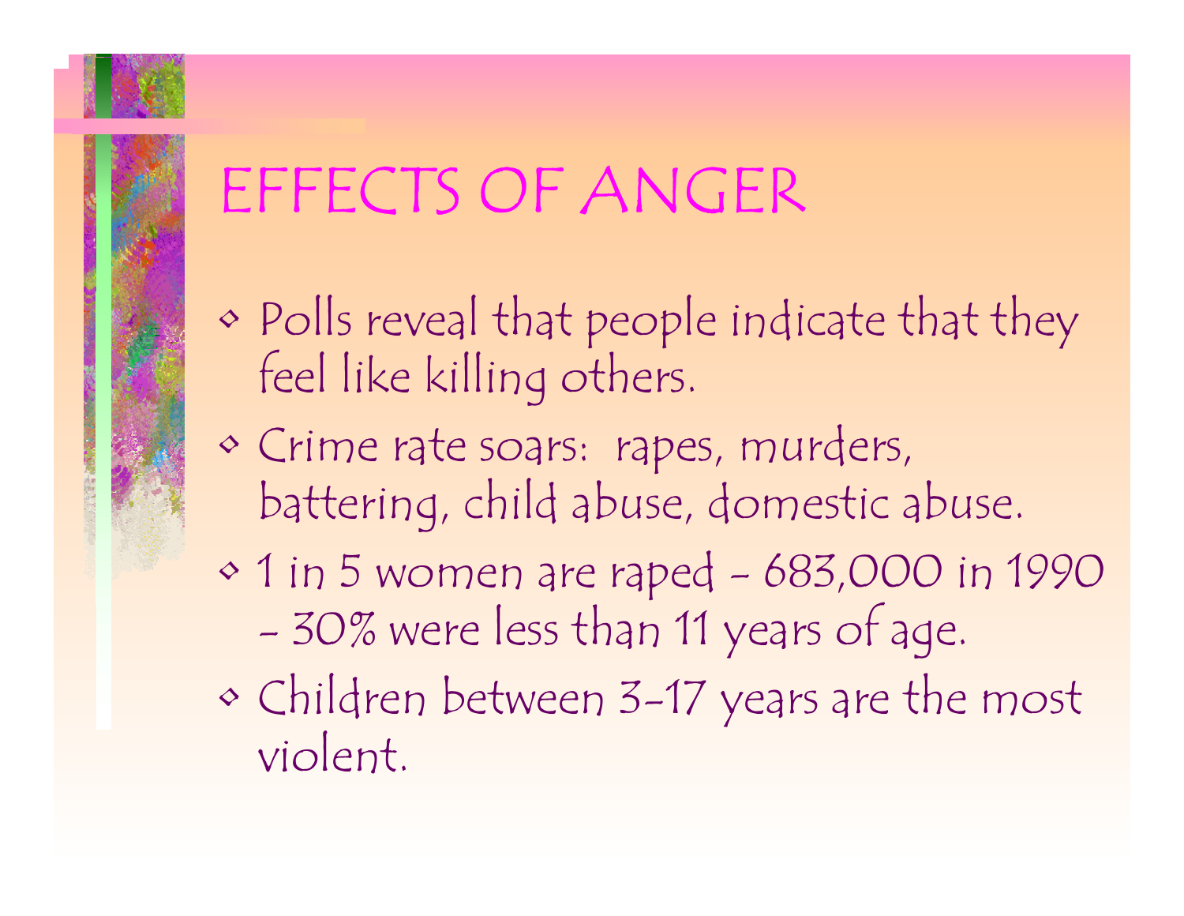# EFFECTS OF ANGER

- Polls reveal that people indicate that they feel like killing others.
- Crime rate soars: rapes, murders, battering, child abuse, domestic abuse.
- 1 in 5 women are raped - 683,000 in 1990 - 30% were less than 11 years of age.
- Children between 3-17 years are the most violent.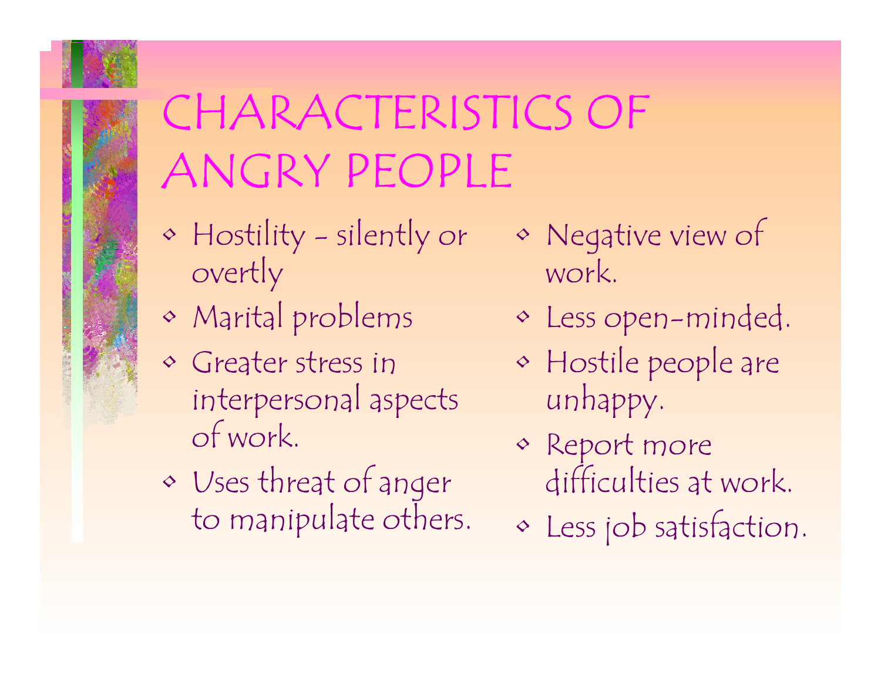# CHARACTERISTICS OF ANGRY PEOPLE

- Hostility - silently or overtly
- Marital problems
- Greater stress in interpersonal aspects of work.
- Uses threat of anger to manipulate others.
- Negative view of work.
- Less open-minded.
- Hostile people are unhappy.
- Report more difficulties at work.
- Less job satisfaction.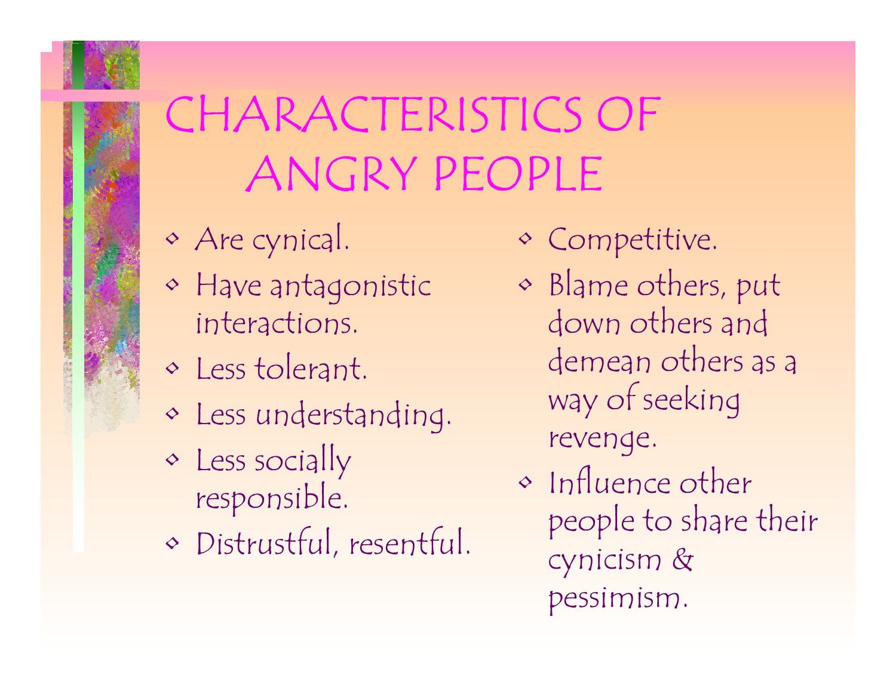# CHARACTERISTICS OF ANGRY PEOPLE

- Are cynical.
- Have antagonistic interactions.
- Less tolerant.
- Less understanding.
- Less socially responsible.
- Distrustful, resentful.
- Competitive.
- Blame others, put down others and demean others as a way of seeking revenge.
- Influence other people to share their cynicism & pessimism.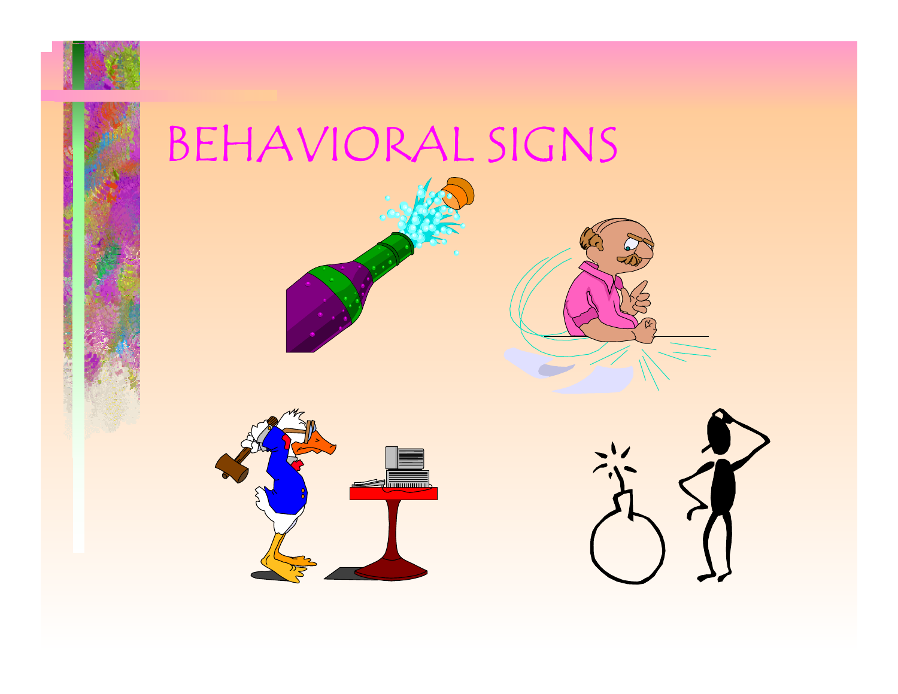# BEHAVIORAL SIGNS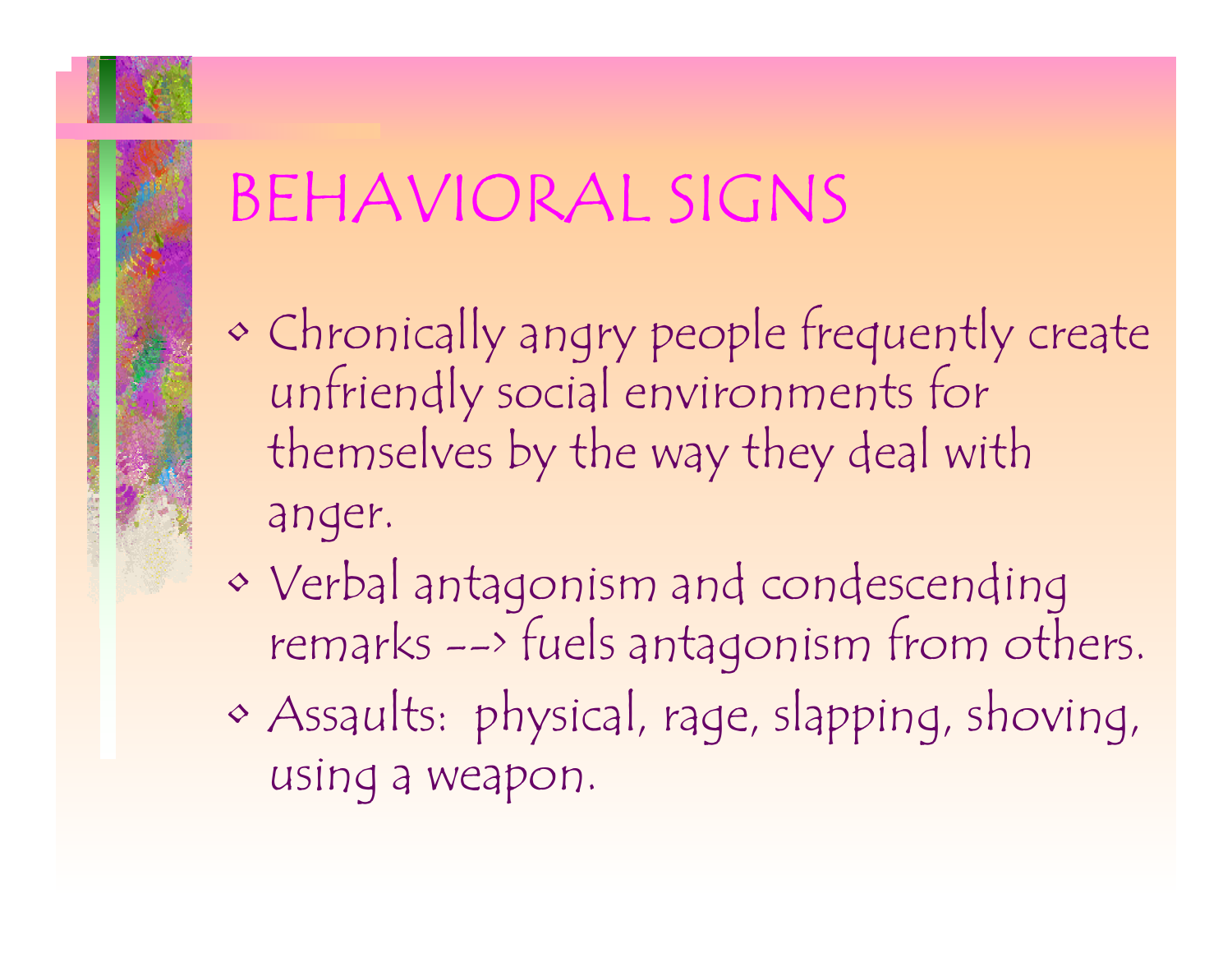# BEHAVIORAL SIGNS

- Chronically angry people frequently create unfriendly social environments for themselves by the way they deal with anger.
- Verbal antagonism and condescending remarks --> fuels antagonism from others.
- Assaults: physical, rage, slapping, shoving, using a weapon.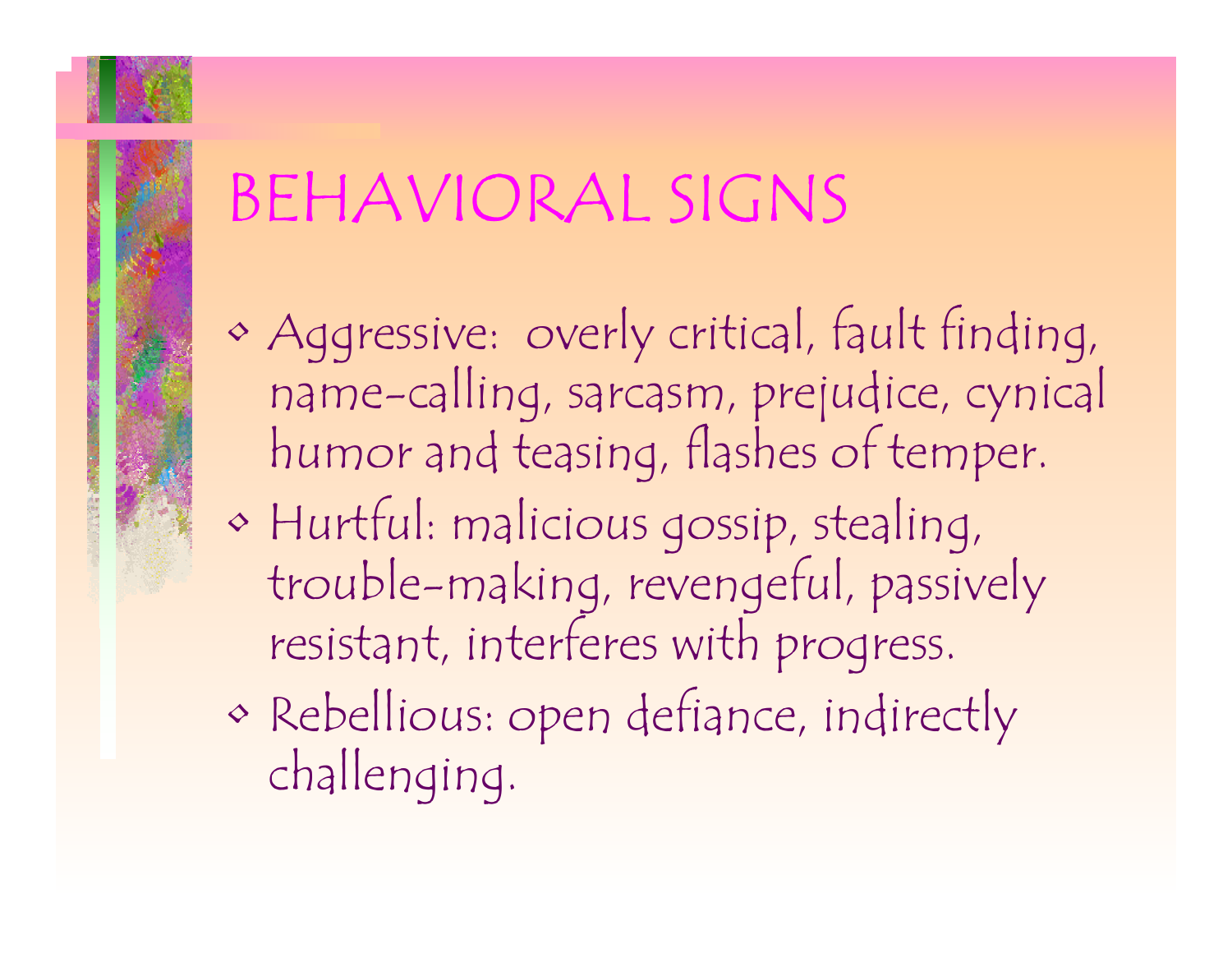# BEHAVIORAL SIGNS

- Aggressive: overly critical, fault finding, name-calling, sarcasm, prejudice, cynical humor and teasing, flashes of temper.
- Hurtful: malicious gossip, stealing, trouble-making, revengeful, passively resistant, interferes with progress.
- Rebellious: open defiance, indirectly challenging.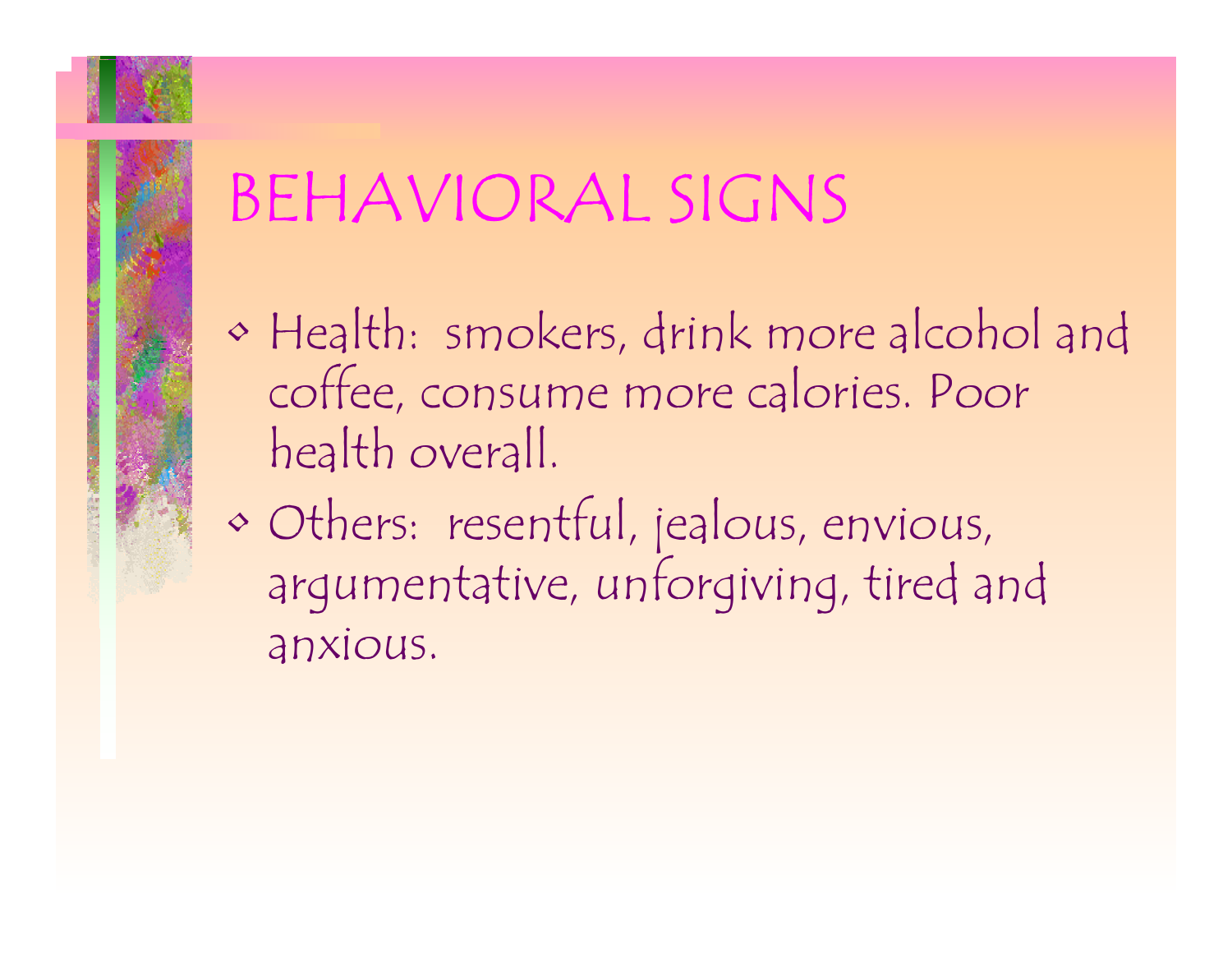# BEHAVIORAL SIGNS

- Health: smokers, drink more alcohol and coffee, consume more calories. Poor health overall.
- Others: resentful, jealous, envious, argumentative, unforgiving, tired and anxious.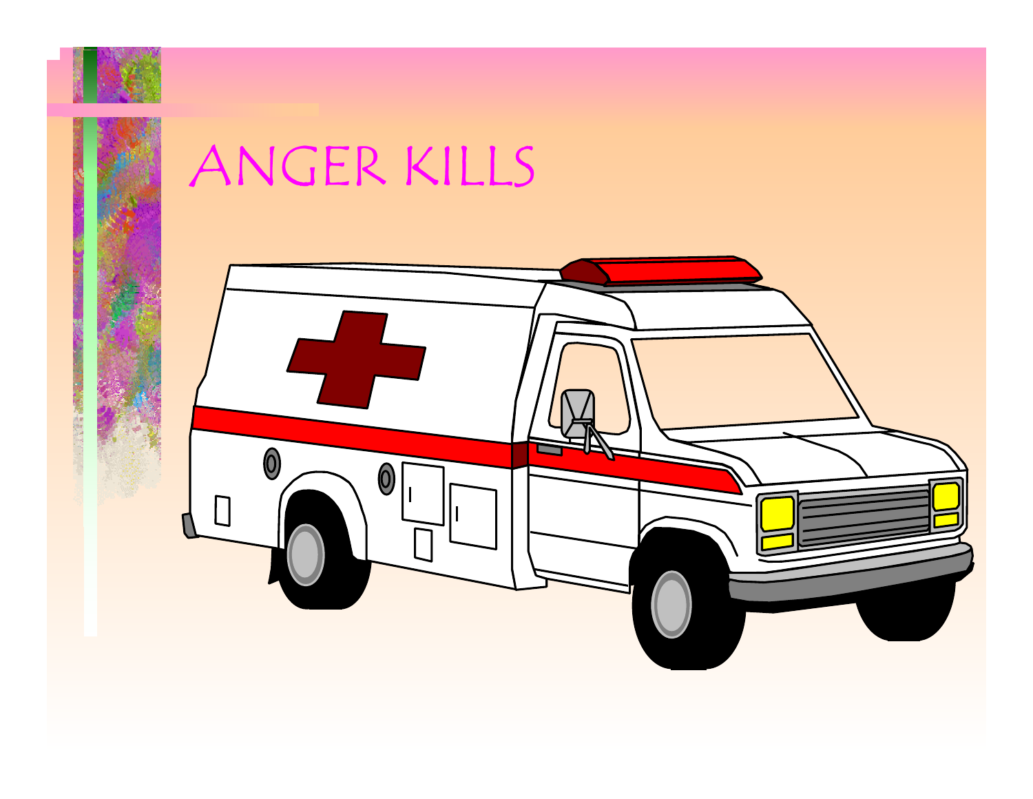# ANGER KILLS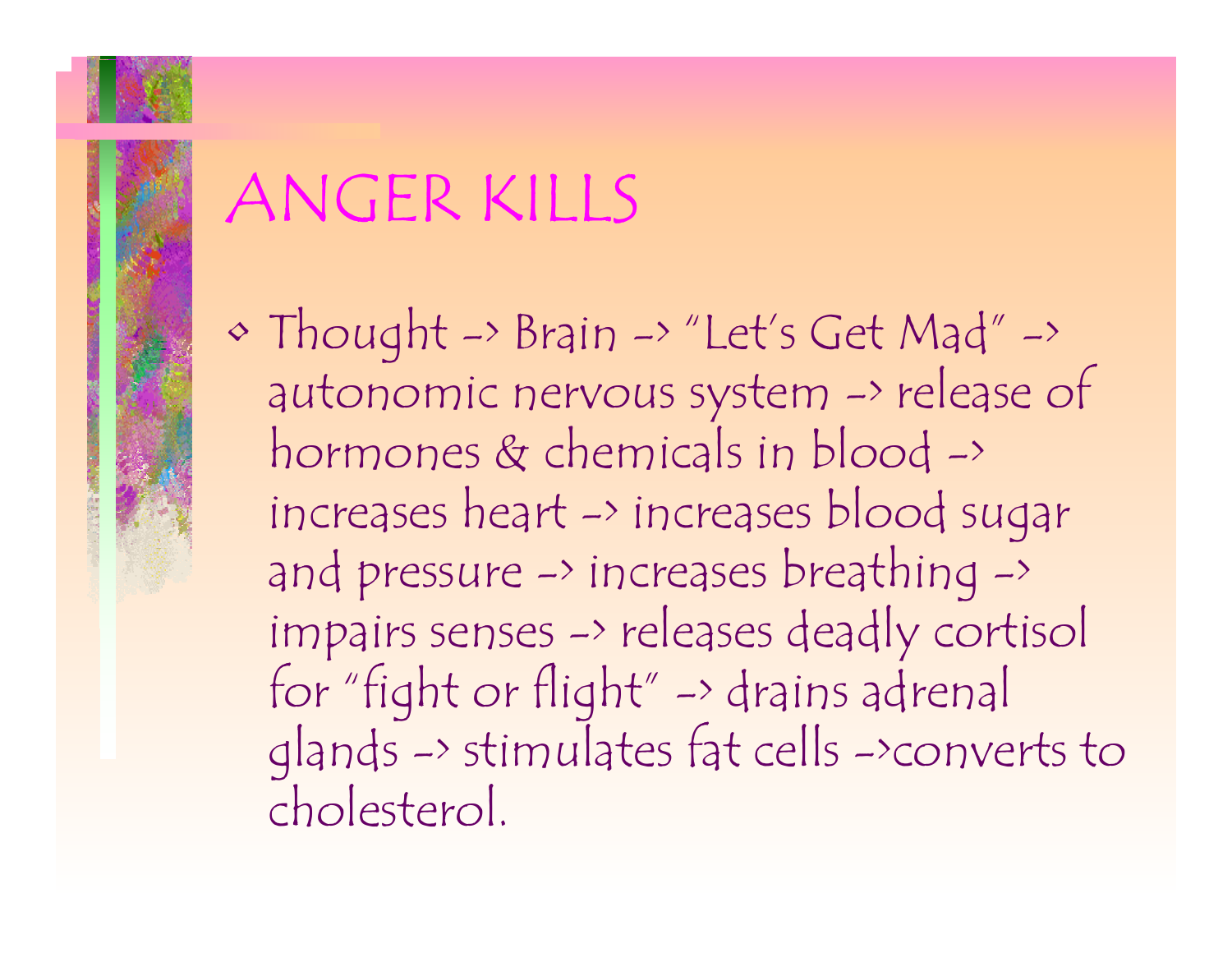# ANGER KILLS

- Thought -> Brain -> "Let's Get Mad" -> autonomic nervous system -> release of hormones & chemicals in blood -> increases heart -> increases blood sugar and pressure -> increases breathing -> impairs senses -> releases deadly cortisol for "fight or flight" -> drains adrenal glands -> stimulates fat cells ->converts to cholesterol.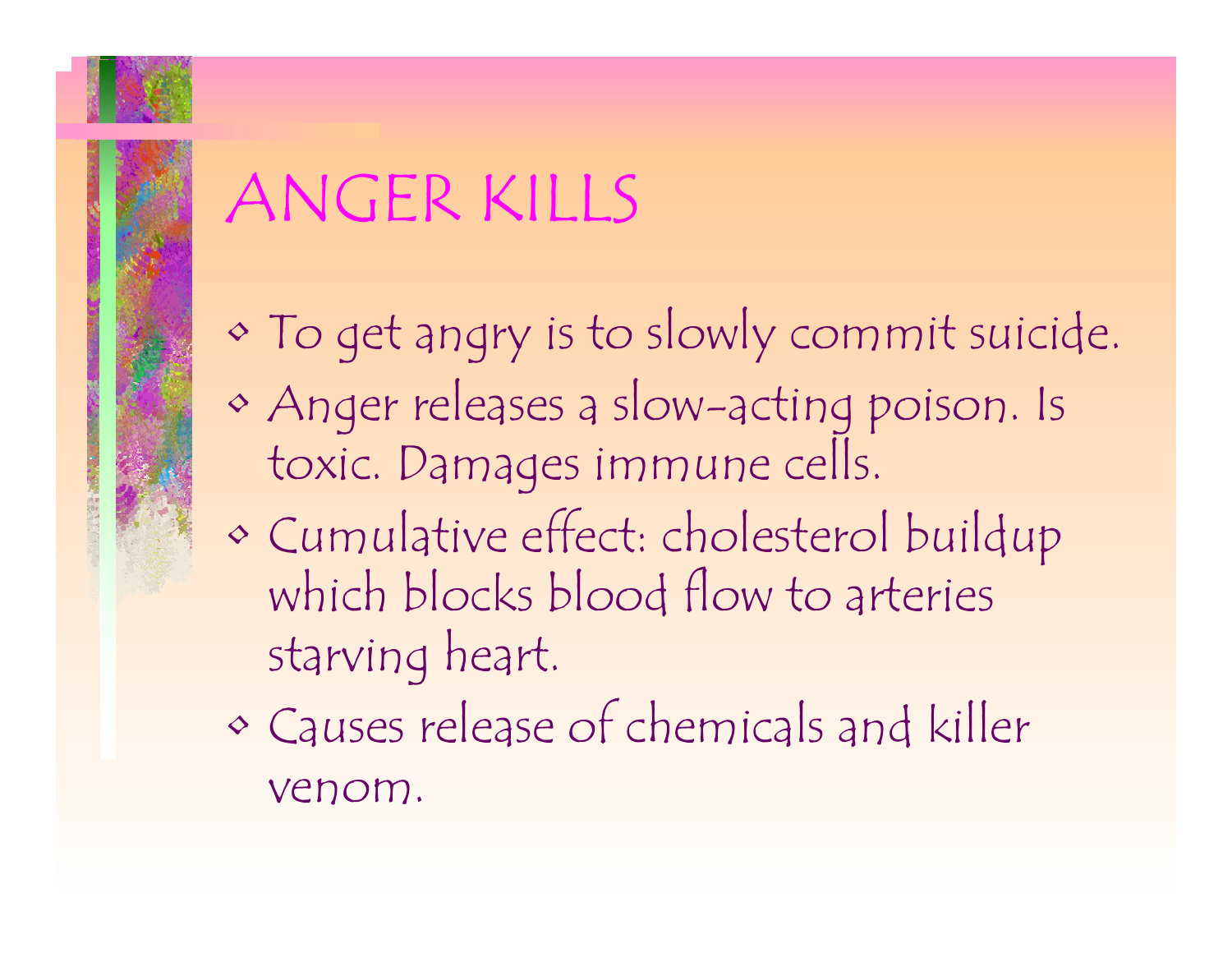# ANGER KILLS

- To get angry is to slowly commit suicide.
- Anger releases a slow-acting poison. Is toxic. Damages immune cells.
- Cumulative effect: cholesterol buildup which blocks blood flow to arteries starving heart.
- Causes release of chemicals and killer venom.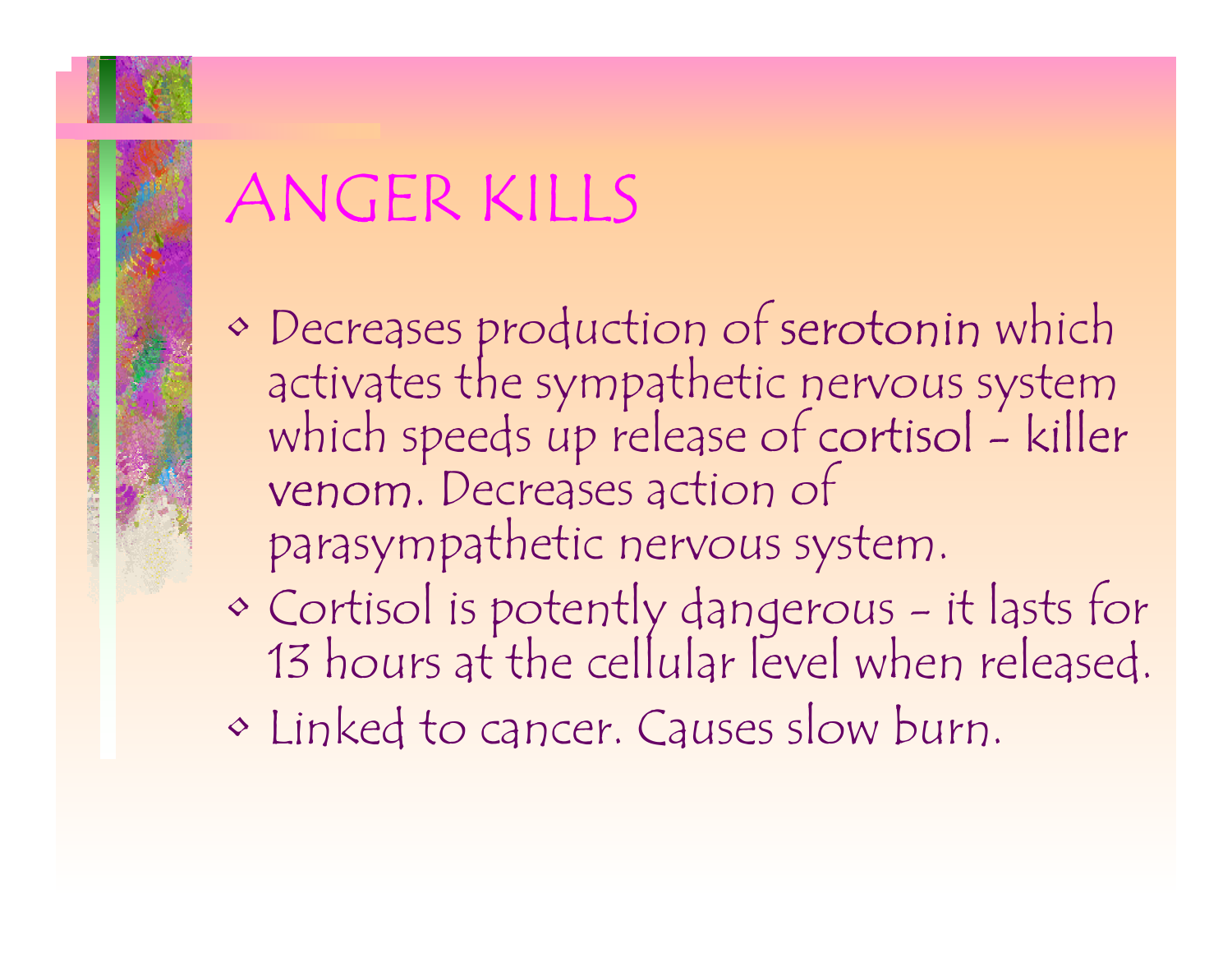# ANGER KILLS

- Decreases production of serotonin which activates the sympathetic nervous system which speeds up release of cortisol - killer venom. Decreases action of parasympathetic nervous system.
- Cortisol is potently dangerous - it lasts for 13 hours at the cellular level when released.
- Linked to cancer. Causes slow burn.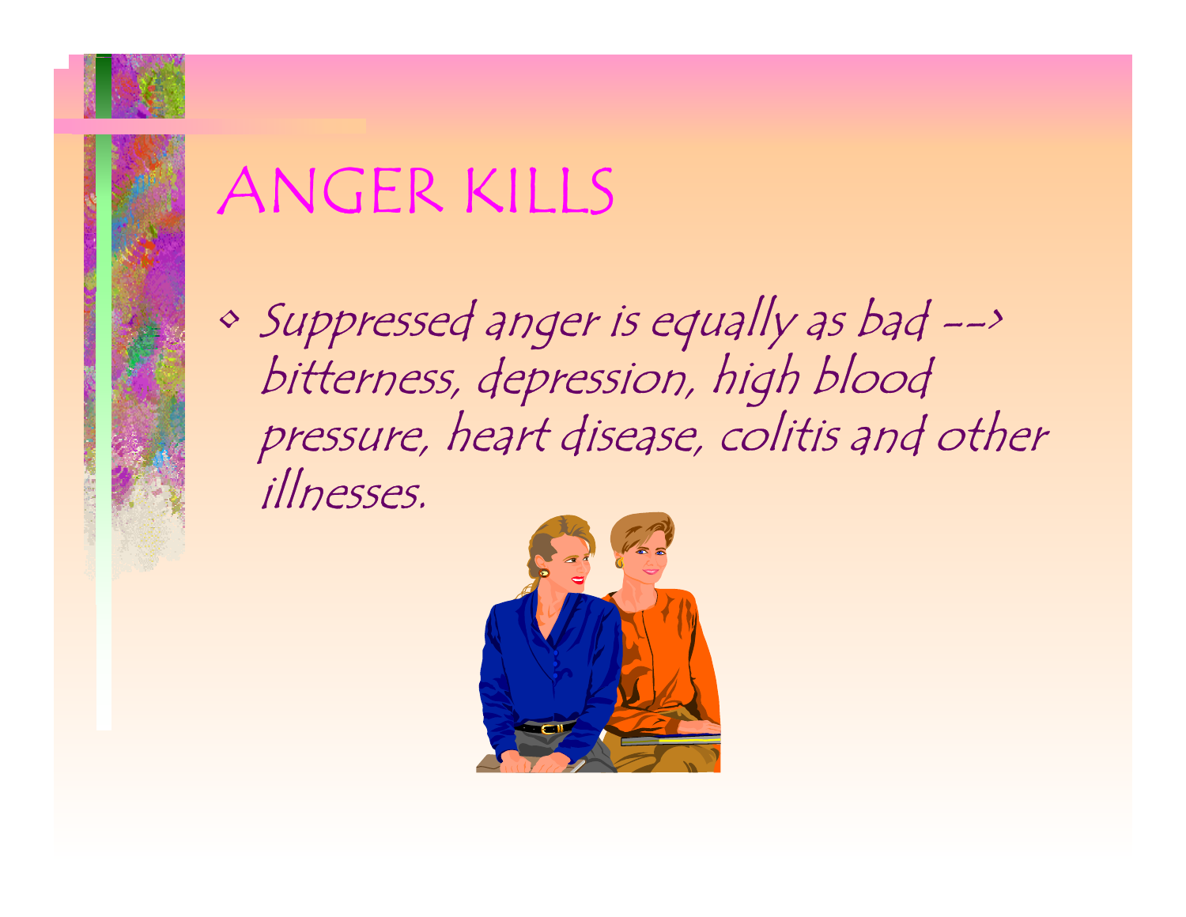# ANGER KILLS

- *Suppressed anger is equally as bad --> bitterness, depression, high blood pressure, heart disease, colitis and other illnesses.*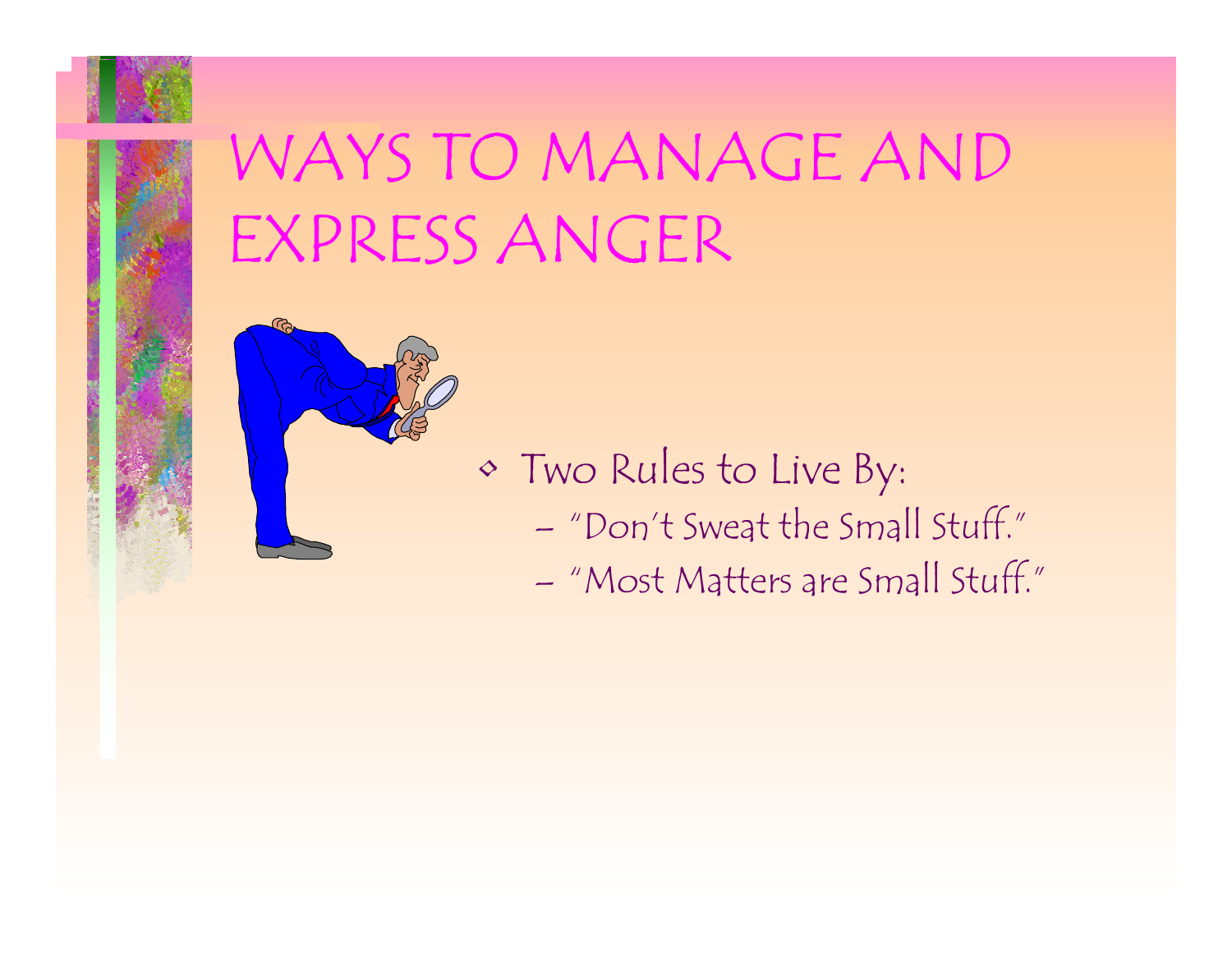# WAYS TO MANAGE AND EXPRESS ANGER

- Two Rules to Live By:
  - "Don't Sweat the Small Stuff."
  - "Most Matters are Small Stuff."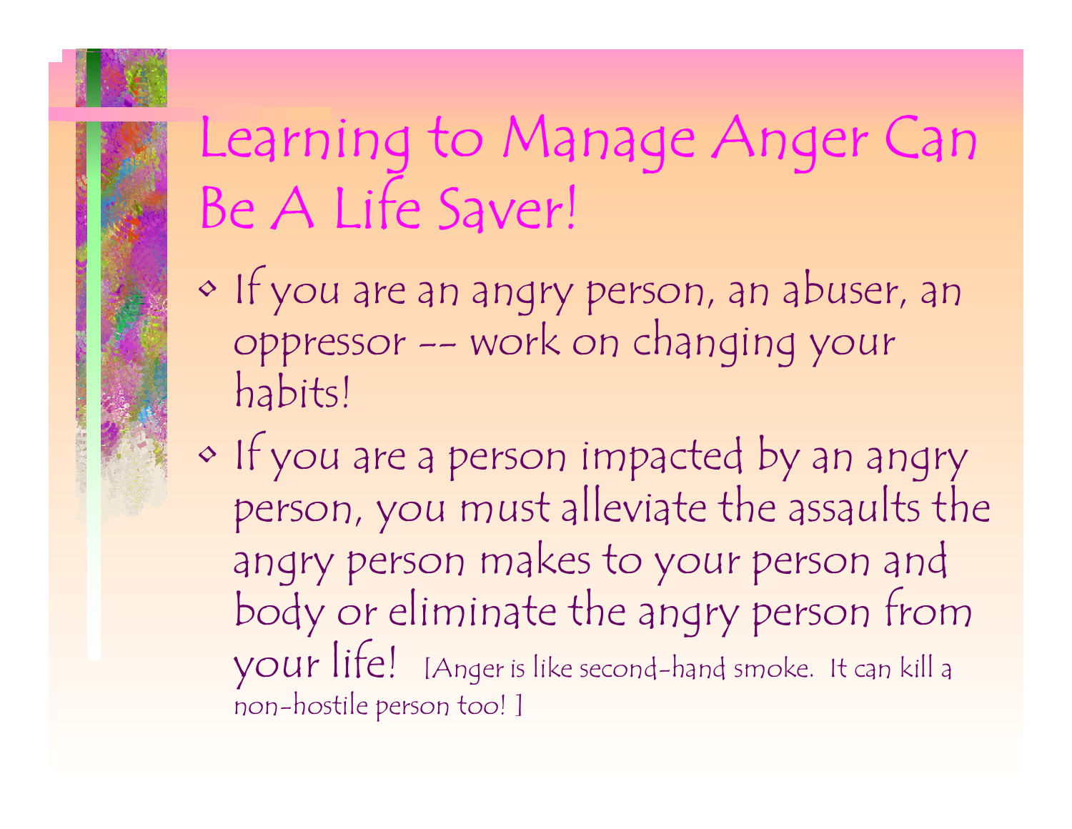# Learning to Manage Anger Can Be A Life Saver!

- If you are an angry person, an abuser, an oppressor -- work on changing your habits!
- If you are a person impacted by an angry person, you must alleviate the assaults the angry person makes to your person and body or eliminate the angry person from your life! [Anger is like second-hand smoke. It can kill a non-hostile person too! ]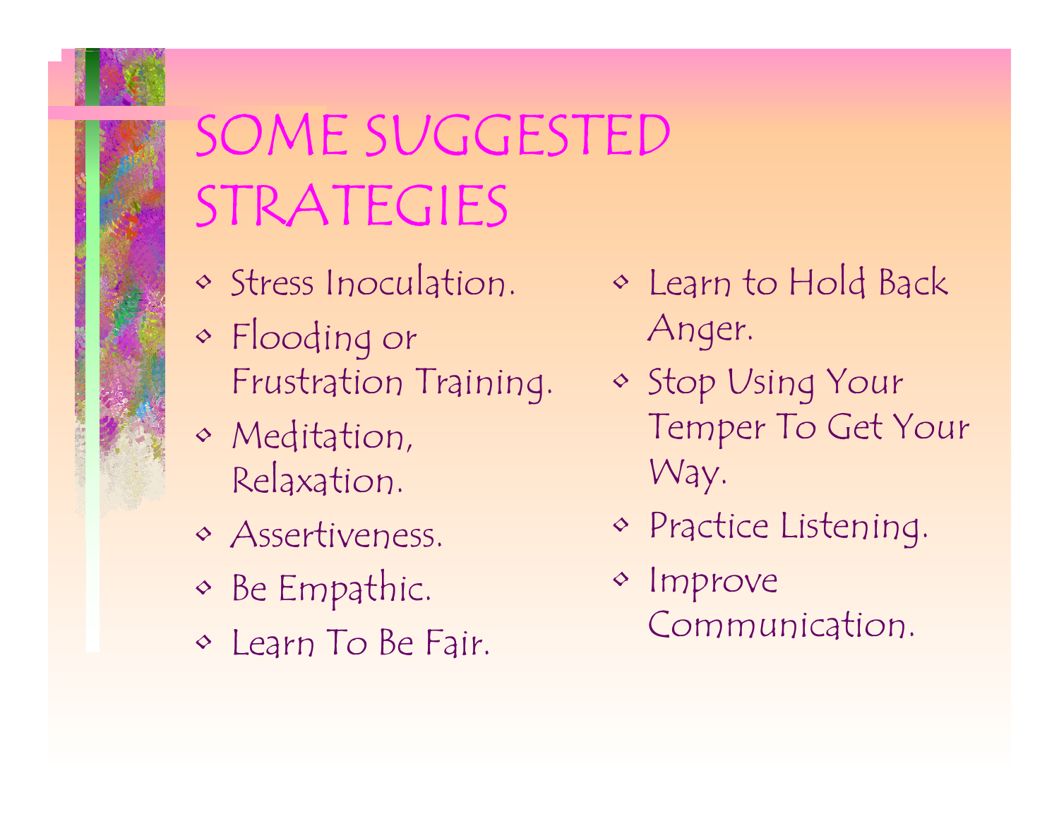# SOME SUGGESTED STRATEGIES

- Stress Inoculation.
- Flooding or Frustration Training.
- Meditation, Relaxation.
- Assertiveness.
- Be Empathic.
- Learn To Be Fair.
- Learn to Hold Back Anger.
- Stop Using Your Temper To Get Your Way.
- Practice Listening.
- Improve Communication.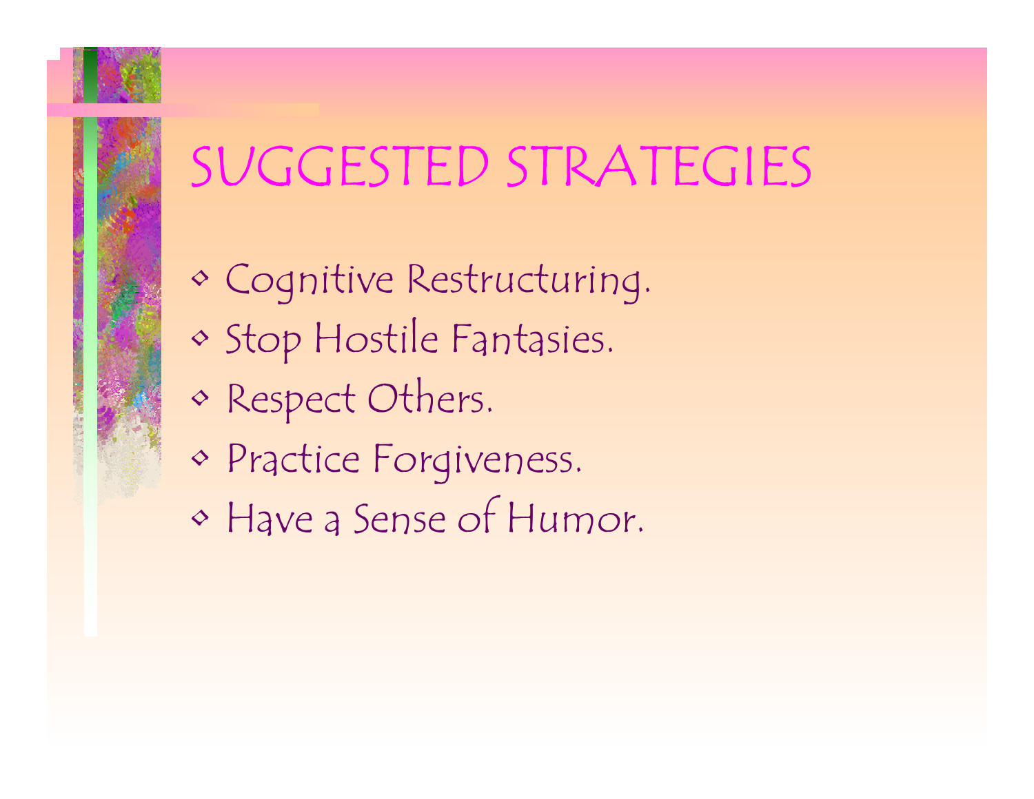# SUGGESTED STRATEGIES

- Cognitive Restructuring.
- Stop Hostile Fantasies.
- Respect Others.
- Practice Forgiveness.
- Have a Sense of Humor.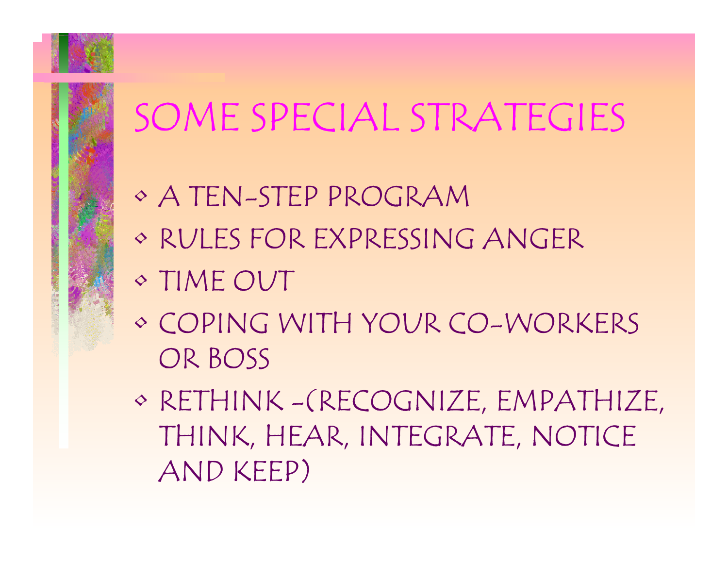# SOME SPECIAL STRATEGIES

- A TEN-STEP PROGRAM
- RULES FOR EXPRESSING ANGER
- TIME OUT
- COPING WITH YOUR CO-WORKERS OR BOSS
- RETHINK -(RECOGNIZE, EMPATHIZE, THINK, HEAR, INTEGRATE, NOTICE AND KEEP)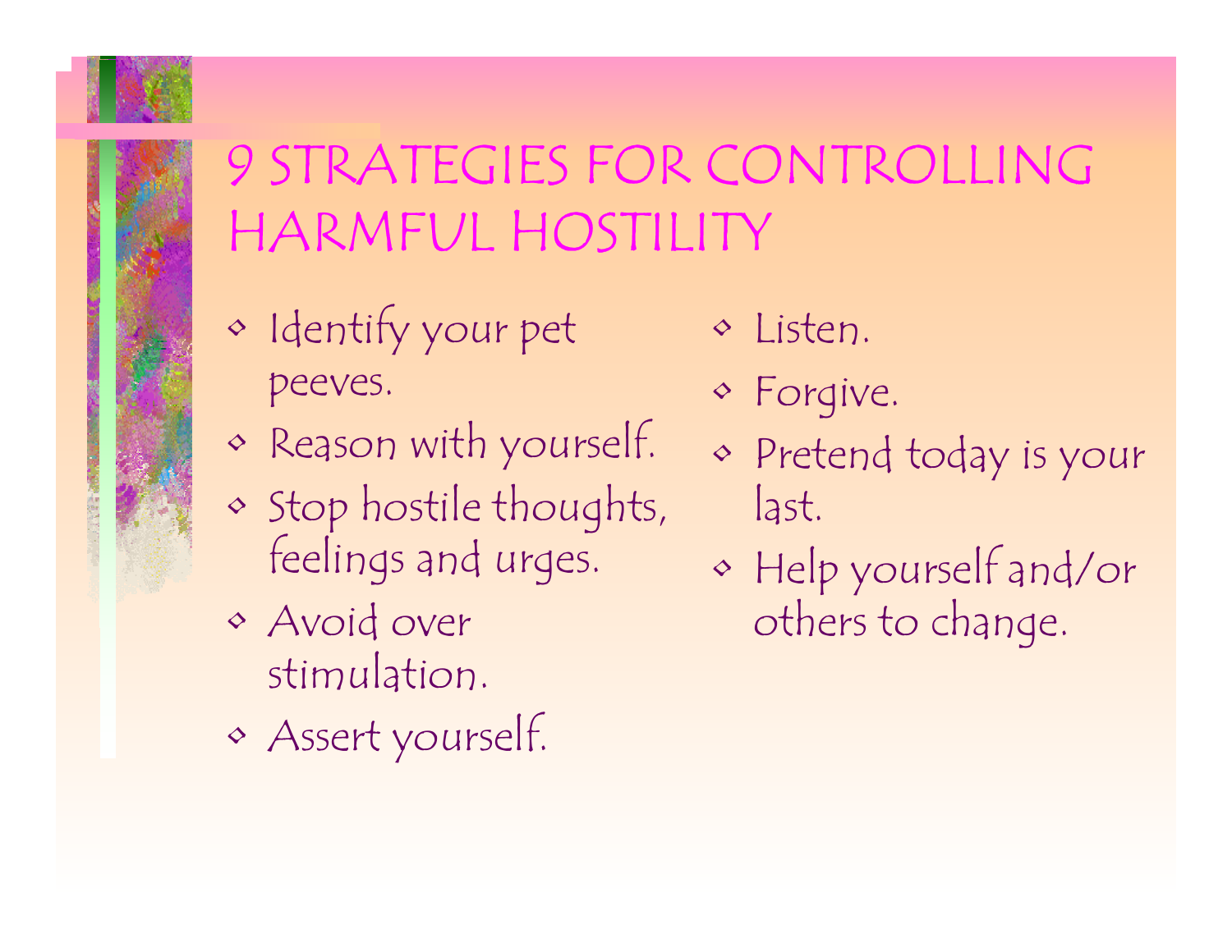# 9 STRATEGIES FOR CONTROLLING HARMFUL HOSTILITY

- Identify your pet peeves.
- Reason with yourself.
- Stop hostile thoughts, feelings and urges.
- Avoid over stimulation.
- Assert yourself.
- Listen.
- Forgive.
- Pretend today is your last.
- Help yourself and/or others to change.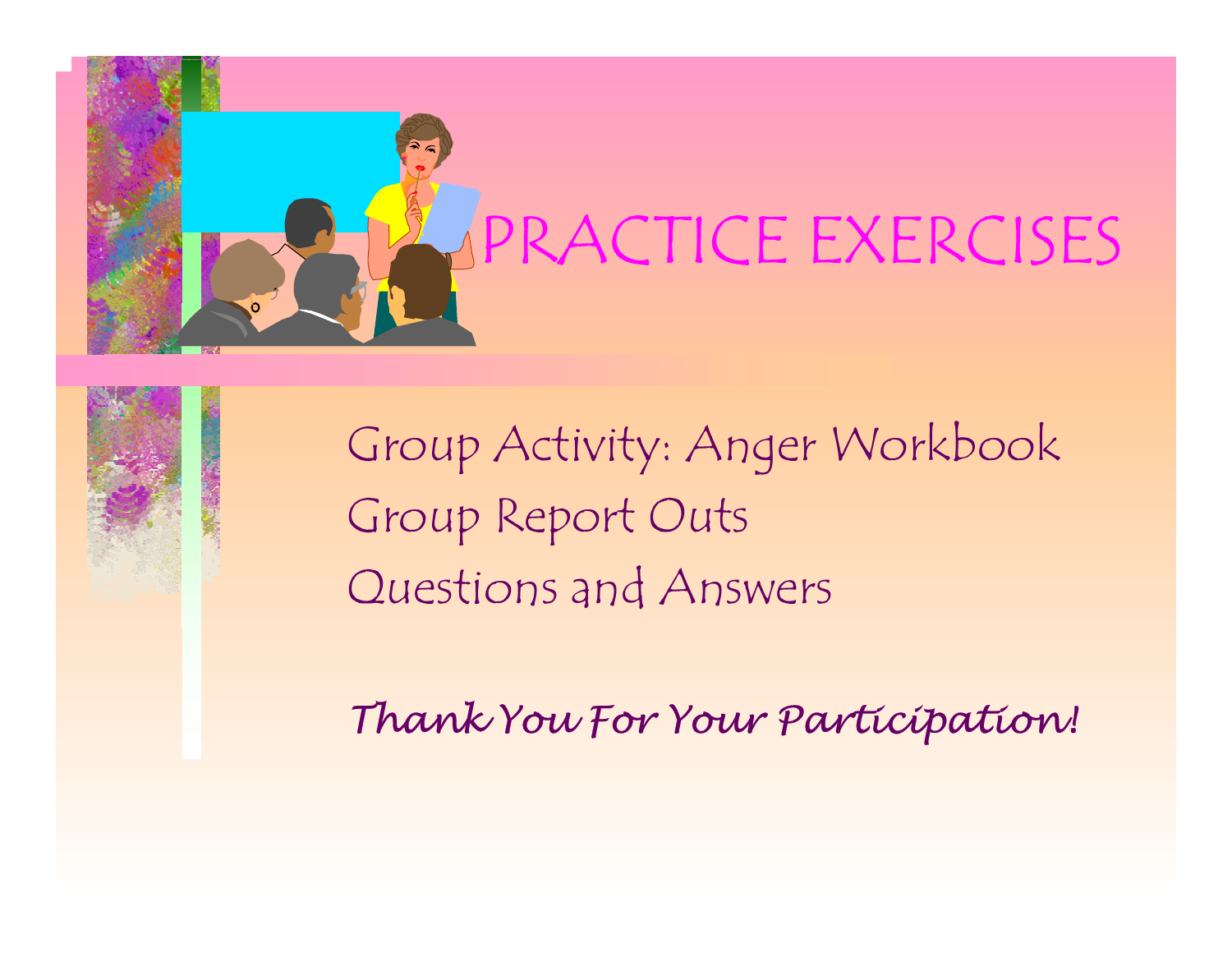# PRACTICE EXERCISES

Group Activity: Anger Workbook

Group Report Outs

Questions and Answers

***Thank You For Your Participation!***